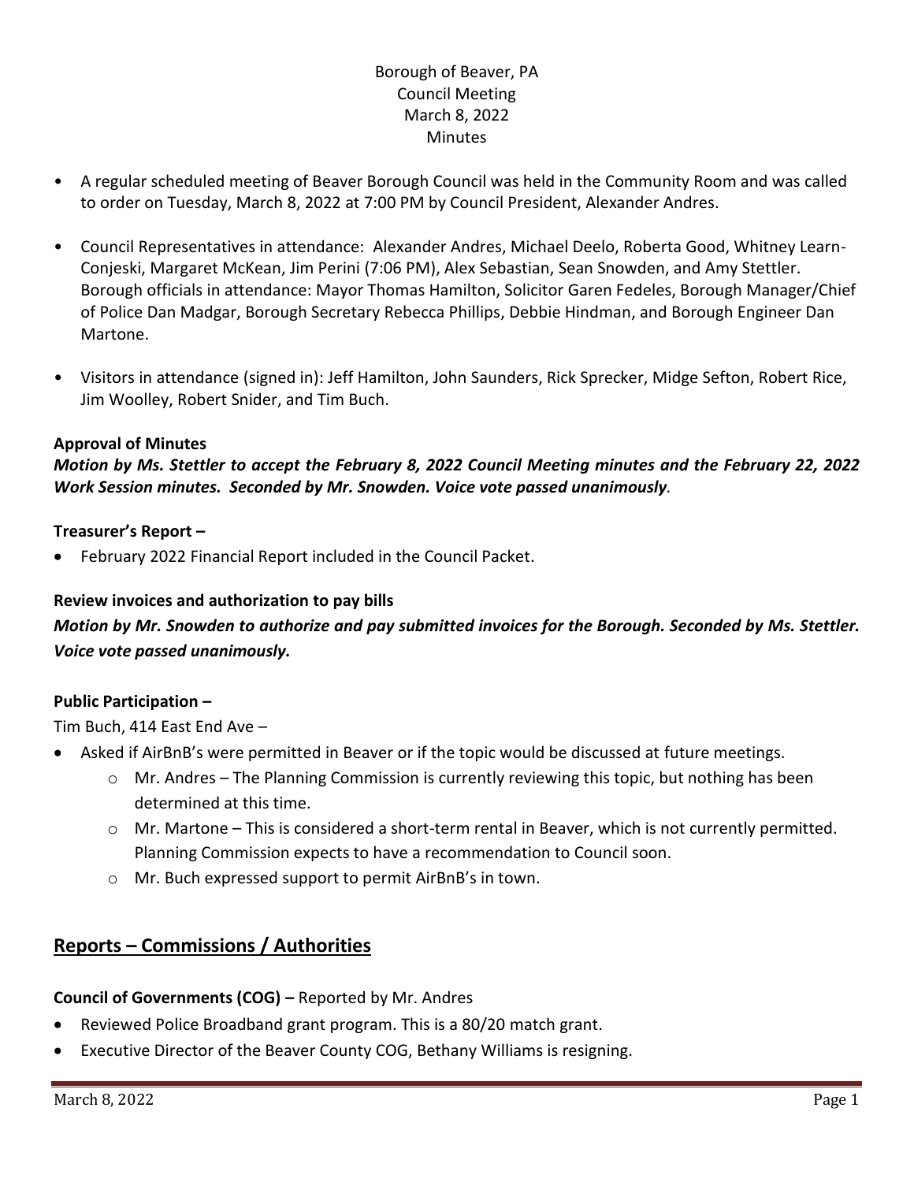Borough of Beaver, PA
Council Meeting
March 8, 2022
Minutes

- A regular scheduled meeting of Beaver Borough Council was held in the Community Room and was called to order on Tuesday, March 8, 2022 at 7:00 PM by Council President, Alexander Andres.
- Council Representatives in attendance: Alexander Andres, Michael Deelo, Roberta Good, Whitney Learn-Conjeski, Margaret McKean, Jim Perini (7:06 PM), Alex Sebastian, Sean Snowden, and Amy Stettler. Borough officials in attendance: Mayor Thomas Hamilton, Solicitor Garen Fedeles, Borough Manager/Chief of Police Dan Madgar, Borough Secretary Rebecca Phillips, Debbie Hindman, and Borough Engineer Dan Martone.
- Visitors in attendance (signed in): Jeff Hamilton, John Saunders, Rick Sprecker, Midge Sefton, Robert Rice, Jim Woolley, Robert Snider, and Tim Buch.

**Approval of Minutes**

***Motion by Ms. Stettler to accept the February 8, 2022 Council Meeting minutes and the February 22, 2022 Work Session minutes. Seconded by Mr. Snowden. Voice vote passed unanimously.***

**Treasurer's Report –**

- February 2022 Financial Report included in the Council Packet.

**Review invoices and authorization to pay bills**

***Motion by Mr. Snowden to authorize and pay submitted invoices for the Borough. Seconded by Ms. Stettler. Voice vote passed unanimously.***

**Public Participation –**

Tim Buch, 414 East End Ave –

- Asked if AirBnB's were permitted in Beaver or if the topic would be discussed at future meetings.
    - Mr. Andres – The Planning Commission is currently reviewing this topic, but nothing has been determined at this time.
    - Mr. Martone – This is considered a short-term rental in Beaver, which is not currently permitted. Planning Commission expects to have a recommendation to Council soon.
    - Mr. Buch expressed support to permit AirBnB's in town.

## Reports – Commissions / Authorities

**Council of Governments (COG) –** Reported by Mr. Andres

- Reviewed Police Broadband grant program. This is a 80/20 match grant.
- Executive Director of the Beaver County COG, Bethany Williams is resigning.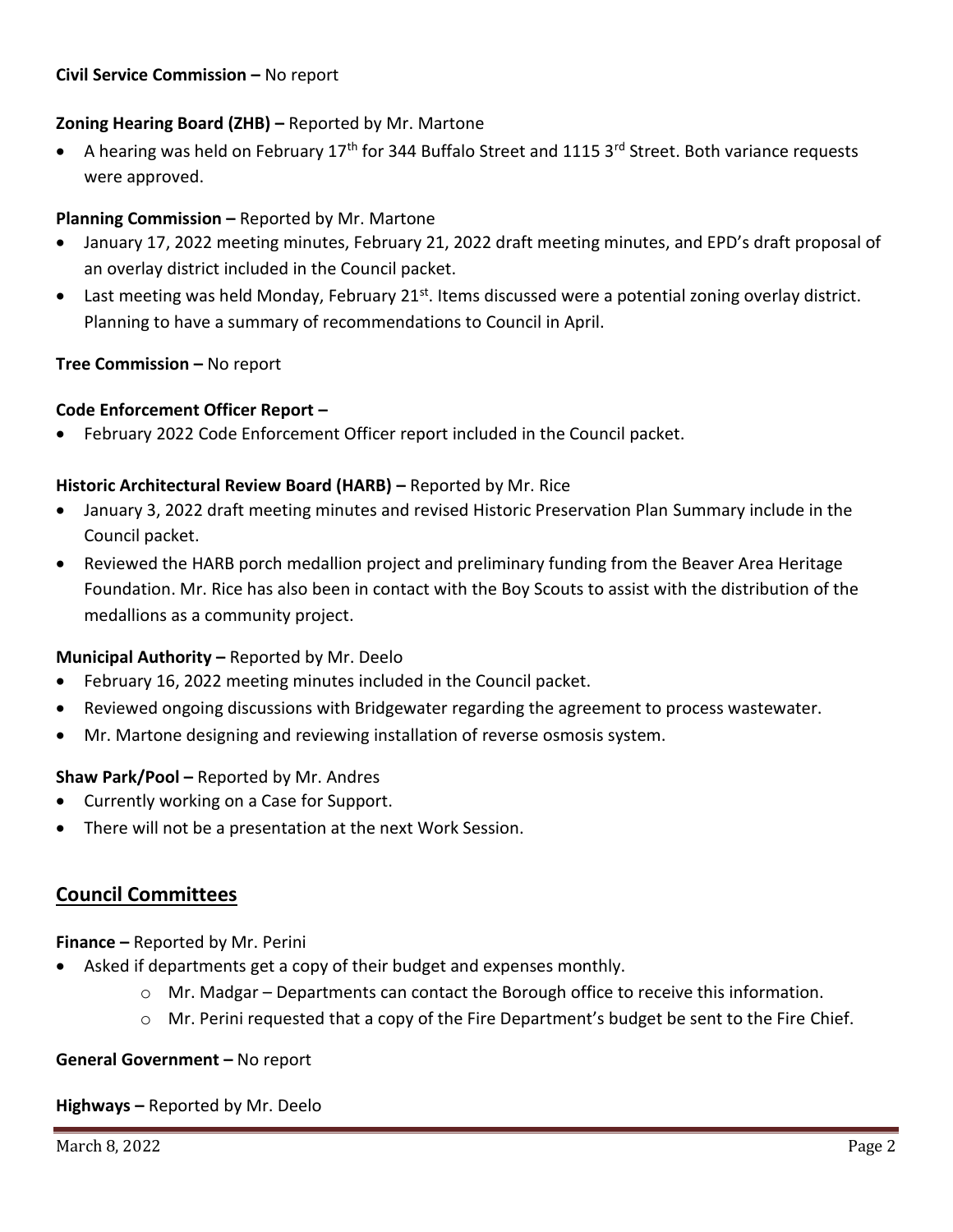**Civil Service Commission –** No report

**Zoning Hearing Board (ZHB) –** Reported by Mr. Martone

- A hearing was held on February 17th for 344 Buffalo Street and 1115 3rd Street. Both variance requests were approved.

**Planning Commission –** Reported by Mr. Martone

- January 17, 2022 meeting minutes, February 21, 2022 draft meeting minutes, and EPD's draft proposal of an overlay district included in the Council packet.
- Last meeting was held Monday, February 21st. Items discussed were a potential zoning overlay district. Planning to have a summary of recommendations to Council in April.

**Tree Commission –** No report

**Code Enforcement Officer Report –**

- February 2022 Code Enforcement Officer report included in the Council packet.

**Historic Architectural Review Board (HARB) –** Reported by Mr. Rice

- January 3, 2022 draft meeting minutes and revised Historic Preservation Plan Summary include in the Council packet.
- Reviewed the HARB porch medallion project and preliminary funding from the Beaver Area Heritage Foundation. Mr. Rice has also been in contact with the Boy Scouts to assist with the distribution of the medallions as a community project.

**Municipal Authority –** Reported by Mr. Deelo

- February 16, 2022 meeting minutes included in the Council packet.
- Reviewed ongoing discussions with Bridgewater regarding the agreement to process wastewater.
- Mr. Martone designing and reviewing installation of reverse osmosis system.

**Shaw Park/Pool –** Reported by Mr. Andres

- Currently working on a Case for Support.
- There will not be a presentation at the next Work Session.

## Council Committees

**Finance –** Reported by Mr. Perini

- Asked if departments get a copy of their budget and expenses monthly.
  - Mr. Madgar – Departments can contact the Borough office to receive this information.
  - Mr. Perini requested that a copy of the Fire Department's budget be sent to the Fire Chief.

**General Government –** No report

**Highways –** Reported by Mr. Deelo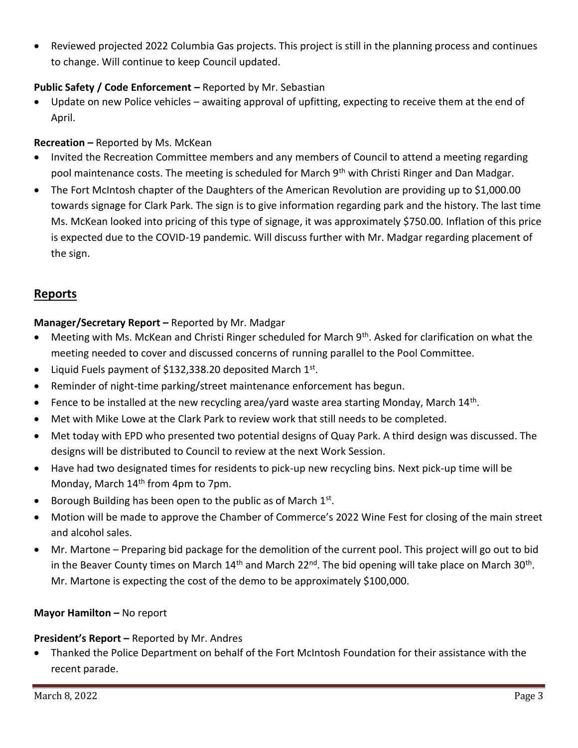- Reviewed projected 2022 Columbia Gas projects. This project is still in the planning process and continues to change. Will continue to keep Council updated.

**Public Safety / Code Enforcement –** Reported by Mr. Sebastian

- Update on new Police vehicles – awaiting approval of upfitting, expecting to receive them at the end of April.

**Recreation –** Reported by Ms. McKean

- Invited the Recreation Committee members and any members of Council to attend a meeting regarding pool maintenance costs. The meeting is scheduled for March 9th with Christi Ringer and Dan Madgar.
- The Fort McIntosh chapter of the Daughters of the American Revolution are providing up to $1,000.00 towards signage for Clark Park. The sign is to give information regarding park and the history. The last time Ms. McKean looked into pricing of this type of signage, it was approximately $750.00. Inflation of this price is expected due to the COVID-19 pandemic. Will discuss further with Mr. Madgar regarding placement of the sign.

## Reports

**Manager/Secretary Report –** Reported by Mr. Madgar

- Meeting with Ms. McKean and Christi Ringer scheduled for March 9th. Asked for clarification on what the meeting needed to cover and discussed concerns of running parallel to the Pool Committee.
- Liquid Fuels payment of $132,338.20 deposited March 1st.
- Reminder of night-time parking/street maintenance enforcement has begun.
- Fence to be installed at the new recycling area/yard waste area starting Monday, March 14th.
- Met with Mike Lowe at the Clark Park to review work that still needs to be completed.
- Met today with EPD who presented two potential designs of Quay Park. A third design was discussed. The designs will be distributed to Council to review at the next Work Session.
- Have had two designated times for residents to pick-up new recycling bins. Next pick-up time will be Monday, March 14th from 4pm to 7pm.
- Borough Building has been open to the public as of March 1st.
- Motion will be made to approve the Chamber of Commerce's 2022 Wine Fest for closing of the main street and alcohol sales.
- Mr. Martone – Preparing bid package for the demolition of the current pool. This project will go out to bid in the Beaver County times on March 14th and March 22nd. The bid opening will take place on March 30th. Mr. Martone is expecting the cost of the demo to be approximately $100,000.

**Mayor Hamilton –** No report

**President's Report –** Reported by Mr. Andres

- Thanked the Police Department on behalf of the Fort McIntosh Foundation for their assistance with the recent parade.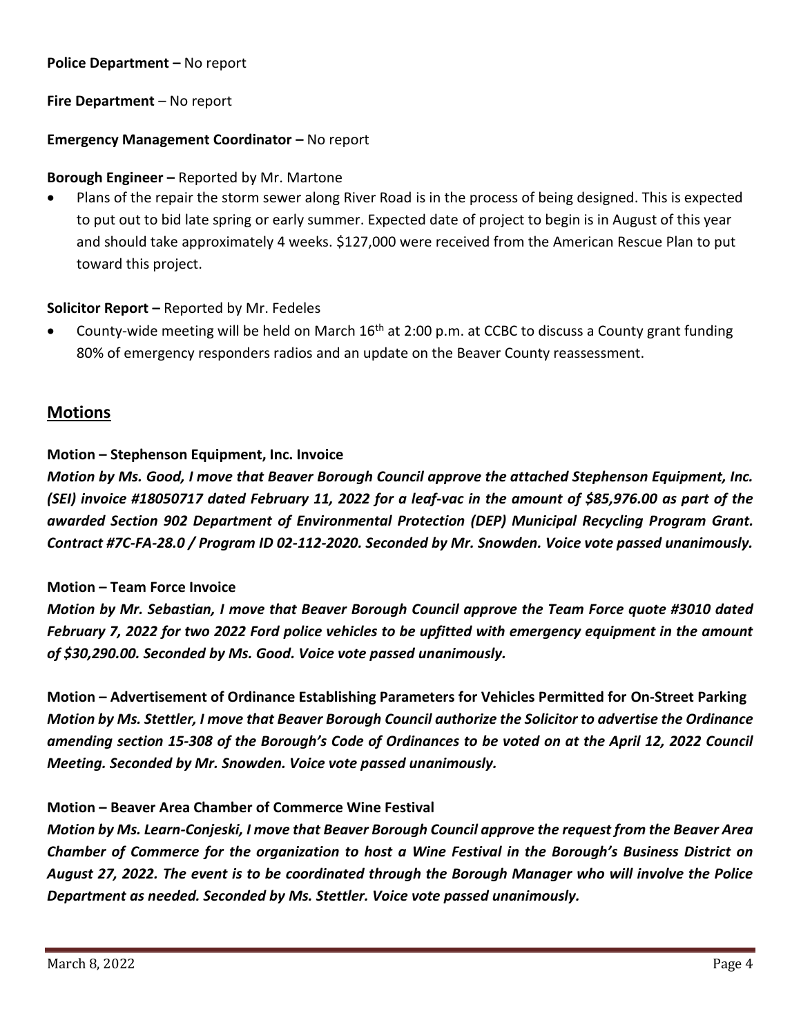**Police Department –** No report

**Fire Department** – No report

**Emergency Management Coordinator –** No report

**Borough Engineer –** Reported by Mr. Martone

- Plans of the repair the storm sewer along River Road is in the process of being designed. This is expected to put out to bid late spring or early summer. Expected date of project to begin is in August of this year and should take approximately 4 weeks. $127,000 were received from the American Rescue Plan to put toward this project.

**Solicitor Report –** Reported by Mr. Fedeles

- County-wide meeting will be held on March 16th at 2:00 p.m. at CCBC to discuss a County grant funding 80% of emergency responders radios and an update on the Beaver County reassessment.

## Motions

**Motion – Stephenson Equipment, Inc. Invoice**

***Motion by Ms. Good, I move that Beaver Borough Council approve the attached Stephenson Equipment, Inc. (SEI) invoice #18050717 dated February 11, 2022 for a leaf-vac in the amount of $85,976.00 as part of the awarded Section 902 Department of Environmental Protection (DEP) Municipal Recycling Program Grant. Contract #7C-FA-28.0 / Program ID 02-112-2020. Seconded by Mr. Snowden. Voice vote passed unanimously.***

**Motion – Team Force Invoice**

***Motion by Mr. Sebastian, I move that Beaver Borough Council approve the Team Force quote #3010 dated February 7, 2022 for two 2022 Ford police vehicles to be upfitted with emergency equipment in the amount of $30,290.00. Seconded by Ms. Good. Voice vote passed unanimously.***

**Motion – Advertisement of Ordinance Establishing Parameters for Vehicles Permitted for On-Street Parking**

***Motion by Ms. Stettler, I move that Beaver Borough Council authorize the Solicitor to advertise the Ordinance amending section 15-308 of the Borough's Code of Ordinances to be voted on at the April 12, 2022 Council Meeting. Seconded by Mr. Snowden. Voice vote passed unanimously.***

**Motion – Beaver Area Chamber of Commerce Wine Festival**

***Motion by Ms. Learn-Conjeski, I move that Beaver Borough Council approve the request from the Beaver Area Chamber of Commerce for the organization to host a Wine Festival in the Borough's Business District on August 27, 2022. The event is to be coordinated through the Borough Manager who will involve the Police Department as needed. Seconded by Ms. Stettler. Voice vote passed unanimously.***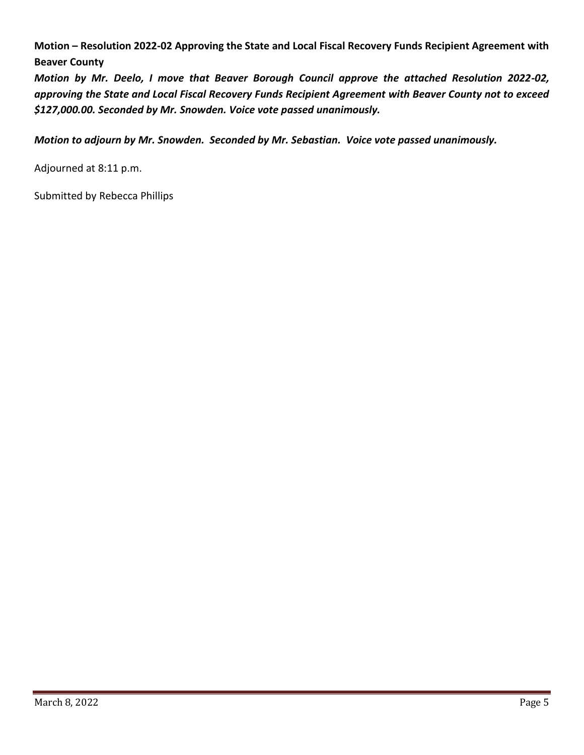**Motion – Resolution 2022-02 Approving the State and Local Fiscal Recovery Funds Recipient Agreement with Beaver County**

***Motion by Mr. Deelo, I move that Beaver Borough Council approve the attached Resolution 2022-02, approving the State and Local Fiscal Recovery Funds Recipient Agreement with Beaver County not to exceed $127,000.00. Seconded by Mr. Snowden. Voice vote passed unanimously.***

***Motion to adjourn by Mr. Snowden. Seconded by Mr. Sebastian. Voice vote passed unanimously.***

Adjourned at 8:11 p.m.

Submitted by Rebecca Phillips